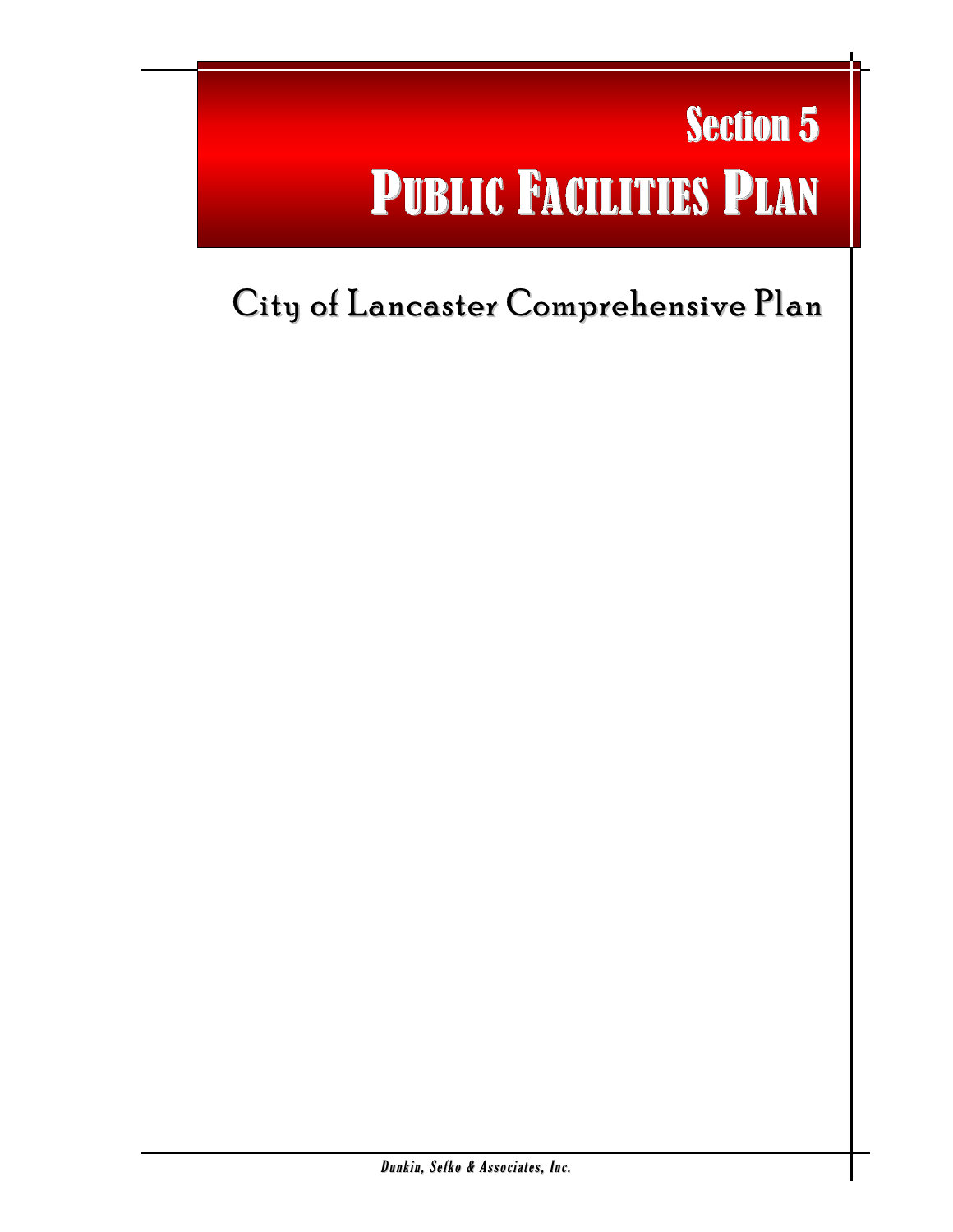# Section 5
# PUBLIC FACILITIES PLAN

## City of Lancaster Comprehensive Plan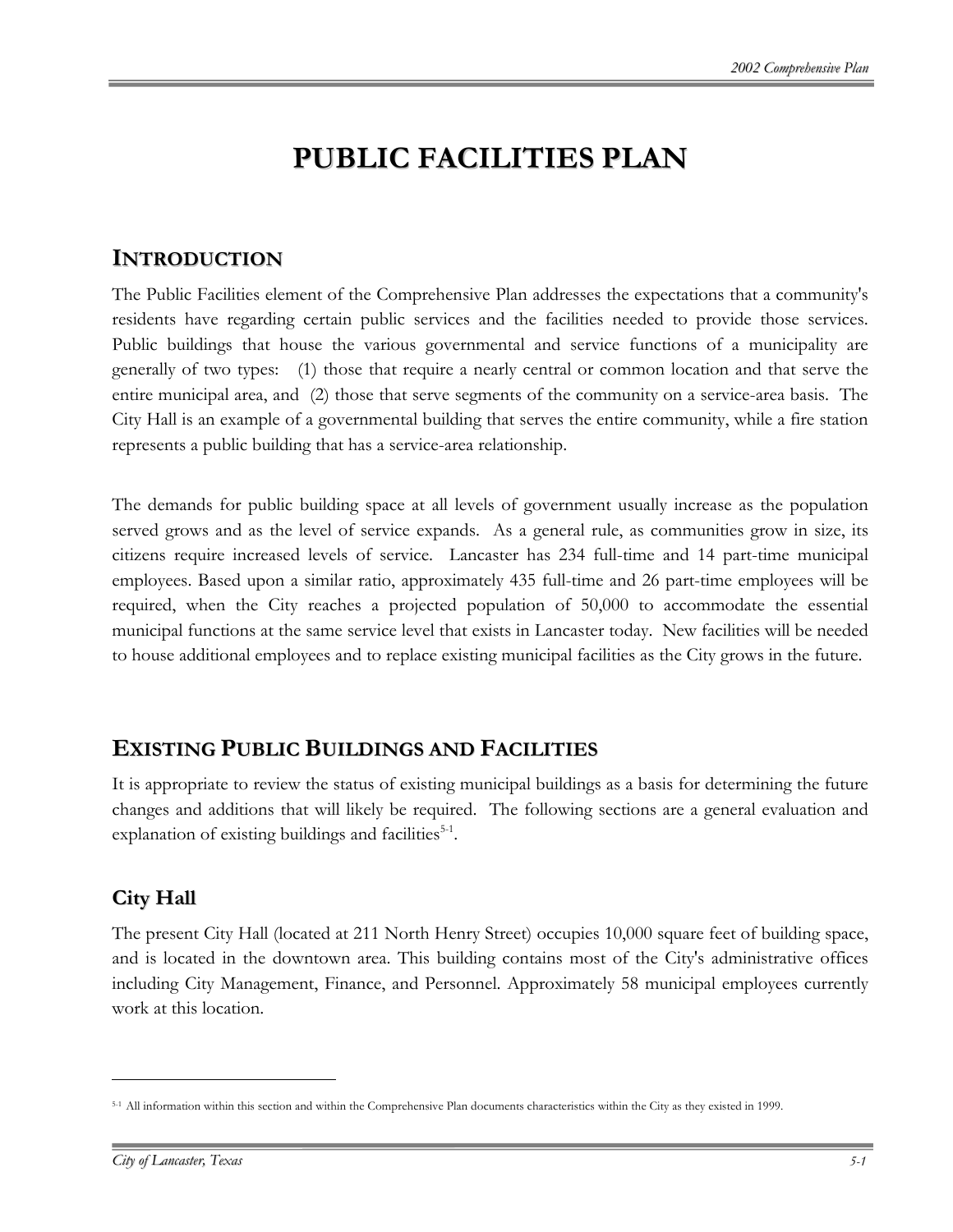# PUBLIC FACILITIES PLAN

## INTRODUCTION

The Public Facilities element of the Comprehensive Plan addresses the expectations that a community's residents have regarding certain public services and the facilities needed to provide those services. Public buildings that house the various governmental and service functions of a municipality are generally of two types: (1) those that require a nearly central or common location and that serve the entire municipal area, and (2) those that serve segments of the community on a service-area basis. The City Hall is an example of a governmental building that serves the entire community, while a fire station represents a public building that has a service-area relationship.

The demands for public building space at all levels of government usually increase as the population served grows and as the level of service expands. As a general rule, as communities grow in size, its citizens require increased levels of service. Lancaster has 234 full-time and 14 part-time municipal employees. Based upon a similar ratio, approximately 435 full-time and 26 part-time employees will be required, when the City reaches a projected population of 50,000 to accommodate the essential municipal functions at the same service level that exists in Lancaster today. New facilities will be needed to house additional employees and to replace existing municipal facilities as the City grows in the future.

## EXISTING PUBLIC BUILDINGS AND FACILITIES

It is appropriate to review the status of existing municipal buildings as a basis for determining the future changes and additions that will likely be required. The following sections are a general evaluation and explanation of existing buildings and facilities[5-1].

### City Hall

The present City Hall (located at 211 North Henry Street) occupies 10,000 square feet of building space, and is located in the downtown area. This building contains most of the City's administrative offices including City Management, Finance, and Personnel. Approximately 58 municipal employees currently work at this location.

---

[5-1] All information within this section and within the Comprehensive Plan documents characteristics within the City as they existed in 1999.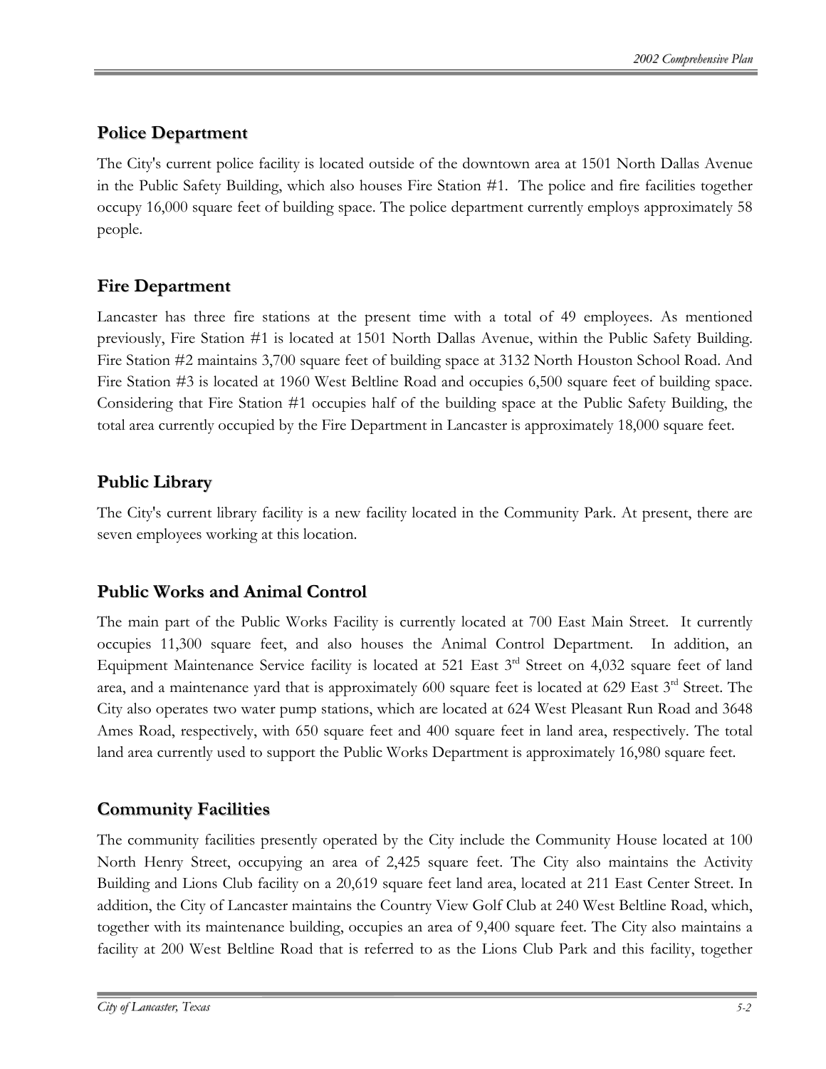## Police Department

The City's current police facility is located outside of the downtown area at 1501 North Dallas Avenue in the Public Safety Building, which also houses Fire Station #1. The police and fire facilities together occupy 16,000 square feet of building space. The police department currently employs approximately 58 people.

## Fire Department

Lancaster has three fire stations at the present time with a total of 49 employees. As mentioned previously, Fire Station #1 is located at 1501 North Dallas Avenue, within the Public Safety Building. Fire Station #2 maintains 3,700 square feet of building space at 3132 North Houston School Road. And Fire Station #3 is located at 1960 West Beltline Road and occupies 6,500 square feet of building space. Considering that Fire Station #1 occupies half of the building space at the Public Safety Building, the total area currently occupied by the Fire Department in Lancaster is approximately 18,000 square feet.

## Public Library

The City's current library facility is a new facility located in the Community Park. At present, there are seven employees working at this location.

## Public Works and Animal Control

The main part of the Public Works Facility is currently located at 700 East Main Street. It currently occupies 11,300 square feet, and also houses the Animal Control Department. In addition, an Equipment Maintenance Service facility is located at 521 East 3rd Street on 4,032 square feet of land area, and a maintenance yard that is approximately 600 square feet is located at 629 East 3rd Street. The City also operates two water pump stations, which are located at 624 West Pleasant Run Road and 3648 Ames Road, respectively, with 650 square feet and 400 square feet in land area, respectively. The total land area currently used to support the Public Works Department is approximately 16,980 square feet.

## Community Facilities

The community facilities presently operated by the City include the Community House located at 100 North Henry Street, occupying an area of 2,425 square feet. The City also maintains the Activity Building and Lions Club facility on a 20,619 square feet land area, located at 211 East Center Street. In addition, the City of Lancaster maintains the Country View Golf Club at 240 West Beltline Road, which, together with its maintenance building, occupies an area of 9,400 square feet. The City also maintains a facility at 200 West Beltline Road that is referred to as the Lions Club Park and this facility, together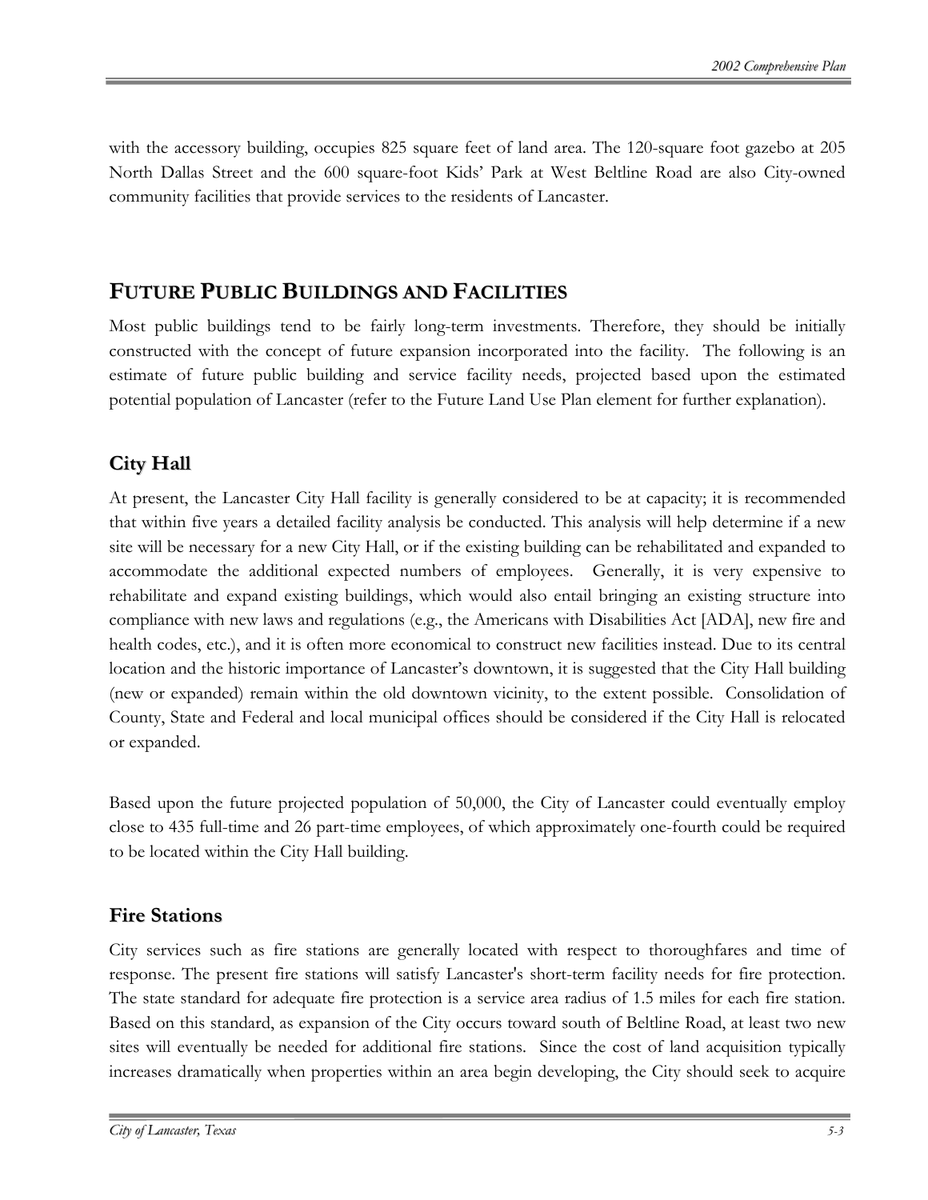with the accessory building, occupies 825 square feet of land area. The 120-square foot gazebo at 205 North Dallas Street and the 600 square-foot Kids' Park at West Beltline Road are also City-owned community facilities that provide services to the residents of Lancaster.

## FUTURE PUBLIC BUILDINGS AND FACILITIES

Most public buildings tend to be fairly long-term investments. Therefore, they should be initially constructed with the concept of future expansion incorporated into the facility. The following is an estimate of future public building and service facility needs, projected based upon the estimated potential population of Lancaster (refer to the Future Land Use Plan element for further explanation).

### City Hall

At present, the Lancaster City Hall facility is generally considered to be at capacity; it is recommended that within five years a detailed facility analysis be conducted. This analysis will help determine if a new site will be necessary for a new City Hall, or if the existing building can be rehabilitated and expanded to accommodate the additional expected numbers of employees. Generally, it is very expensive to rehabilitate and expand existing buildings, which would also entail bringing an existing structure into compliance with new laws and regulations (e.g., the Americans with Disabilities Act [ADA], new fire and health codes, etc.), and it is often more economical to construct new facilities instead. Due to its central location and the historic importance of Lancaster's downtown, it is suggested that the City Hall building (new or expanded) remain within the old downtown vicinity, to the extent possible. Consolidation of County, State and Federal and local municipal offices should be considered if the City Hall is relocated or expanded.

Based upon the future projected population of 50,000, the City of Lancaster could eventually employ close to 435 full-time and 26 part-time employees, of which approximately one-fourth could be required to be located within the City Hall building.

### Fire Stations

City services such as fire stations are generally located with respect to thoroughfares and time of response. The present fire stations will satisfy Lancaster's short-term facility needs for fire protection. The state standard for adequate fire protection is a service area radius of 1.5 miles for each fire station. Based on this standard, as expansion of the City occurs toward south of Beltline Road, at least two new sites will eventually be needed for additional fire stations. Since the cost of land acquisition typically increases dramatically when properties within an area begin developing, the City should seek to acquire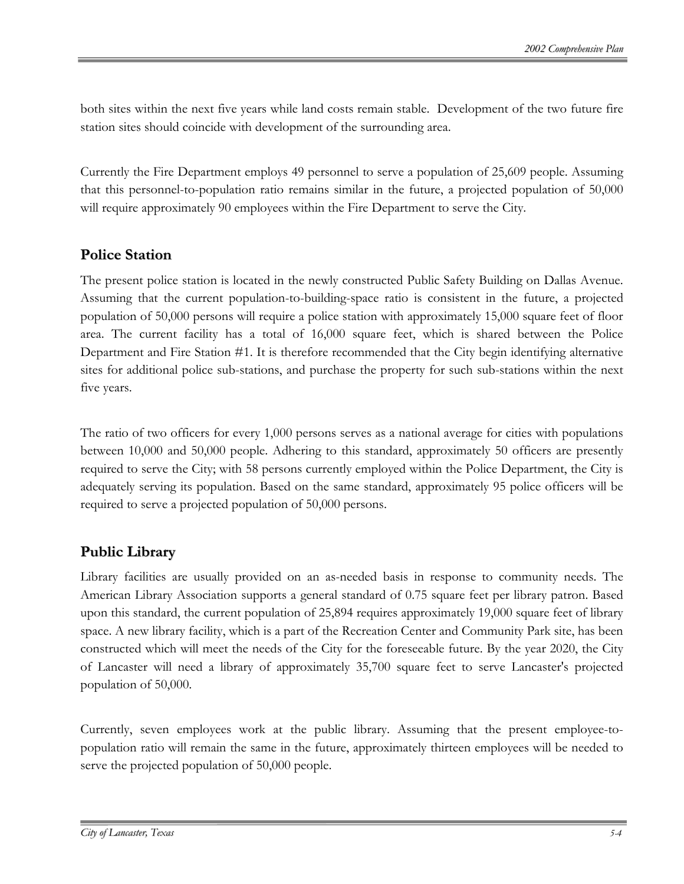both sites within the next five years while land costs remain stable. Development of the two future fire station sites should coincide with development of the surrounding area.

Currently the Fire Department employs 49 personnel to serve a population of 25,609 people. Assuming that this personnel-to-population ratio remains similar in the future, a projected population of 50,000 will require approximately 90 employees within the Fire Department to serve the City.

## Police Station

The present police station is located in the newly constructed Public Safety Building on Dallas Avenue. Assuming that the current population-to-building-space ratio is consistent in the future, a projected population of 50,000 persons will require a police station with approximately 15,000 square feet of floor area. The current facility has a total of 16,000 square feet, which is shared between the Police Department and Fire Station #1. It is therefore recommended that the City begin identifying alternative sites for additional police sub-stations, and purchase the property for such sub-stations within the next five years.

The ratio of two officers for every 1,000 persons serves as a national average for cities with populations between 10,000 and 50,000 people. Adhering to this standard, approximately 50 officers are presently required to serve the City; with 58 persons currently employed within the Police Department, the City is adequately serving its population. Based on the same standard, approximately 95 police officers will be required to serve a projected population of 50,000 persons.

## Public Library

Library facilities are usually provided on an as-needed basis in response to community needs. The American Library Association supports a general standard of 0.75 square feet per library patron. Based upon this standard, the current population of 25,894 requires approximately 19,000 square feet of library space. A new library facility, which is a part of the Recreation Center and Community Park site, has been constructed which will meet the needs of the City for the foreseeable future. By the year 2020, the City of Lancaster will need a library of approximately 35,700 square feet to serve Lancaster's projected population of 50,000.

Currently, seven employees work at the public library. Assuming that the present employee-to-population ratio will remain the same in the future, approximately thirteen employees will be needed to serve the projected population of 50,000 people.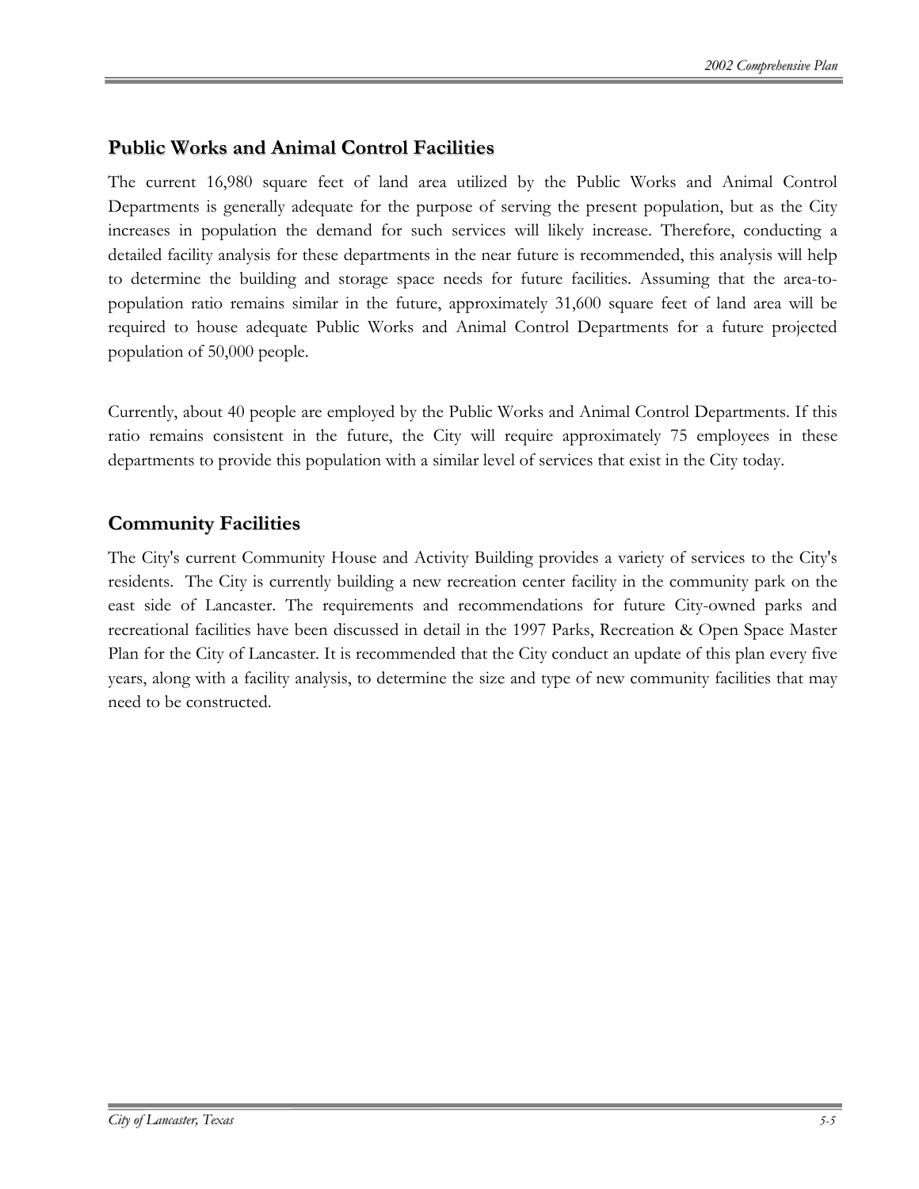## Public Works and Animal Control Facilities

The current 16,980 square feet of land area utilized by the Public Works and Animal Control Departments is generally adequate for the purpose of serving the present population, but as the City increases in population the demand for such services will likely increase. Therefore, conducting a detailed facility analysis for these departments in the near future is recommended, this analysis will help to determine the building and storage space needs for future facilities. Assuming that the area-to-population ratio remains similar in the future, approximately 31,600 square feet of land area will be required to house adequate Public Works and Animal Control Departments for a future projected population of 50,000 people.

Currently, about 40 people are employed by the Public Works and Animal Control Departments. If this ratio remains consistent in the future, the City will require approximately 75 employees in these departments to provide this population with a similar level of services that exist in the City today.

## Community Facilities

The City's current Community House and Activity Building provides a variety of services to the City's residents. The City is currently building a new recreation center facility in the community park on the east side of Lancaster. The requirements and recommendations for future City-owned parks and recreational facilities have been discussed in detail in the 1997 Parks, Recreation & Open Space Master Plan for the City of Lancaster. It is recommended that the City conduct an update of this plan every five years, along with a facility analysis, to determine the size and type of new community facilities that may need to be constructed.